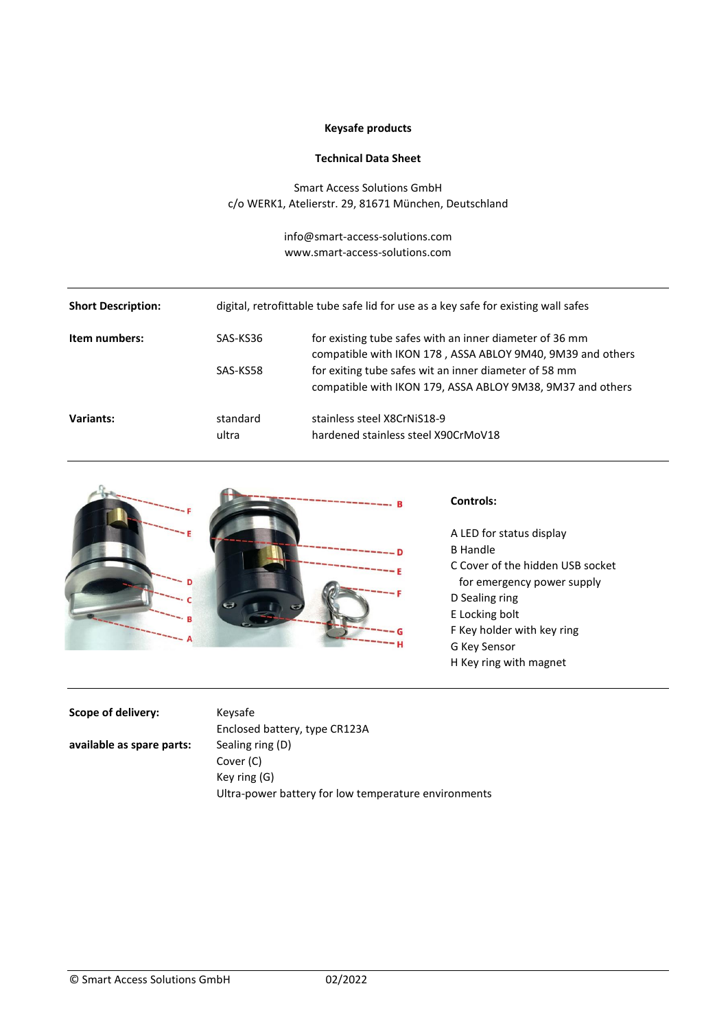**Keysafe products**

**Technical Data Sheet**

Smart Access Solutions GmbH
c/o WERK1, Atelierstr. 29, 81671 München, Deutschland

info@smart-access-solutions.com
www.smart-access-solutions.com

---

| | | |
|---|---|---|
| **Short Description:** | digital, retrofittable tube safe lid for use as a key safe for existing wall safes | |
| **Item numbers:** | SAS-KS36 | for existing tube safes with an inner diameter of 36 mm compatible with IKON 178 , ASSA ABLOY 9M40, 9M39 and others |
| | SAS-KS58 | for exiting tube safes wit an inner diameter of 58 mm compatible with IKON 179, ASSA ABLOY 9M38, 9M37 and others |
| **Variants:** | standard | stainless steel X8CrNiS18-9 |
| | ultra | hardened stainless steel X90CrMoV18 |

---

**Controls:**

A LED for status display
B Handle
C Cover of the hidden USB socket for emergency power supply
D Sealing ring
E Locking bolt
F Key holder with key ring
G Key Sensor
H Key ring with magnet

---

| | |
|---|---|
| **Scope of delivery:** | Keysafe<br>Enclosed battery, type CR123A |
| **available as spare parts:** | Sealing ring (D)<br>Cover (C)<br>Key ring (G)<br>Ultra-power battery for low temperature environments |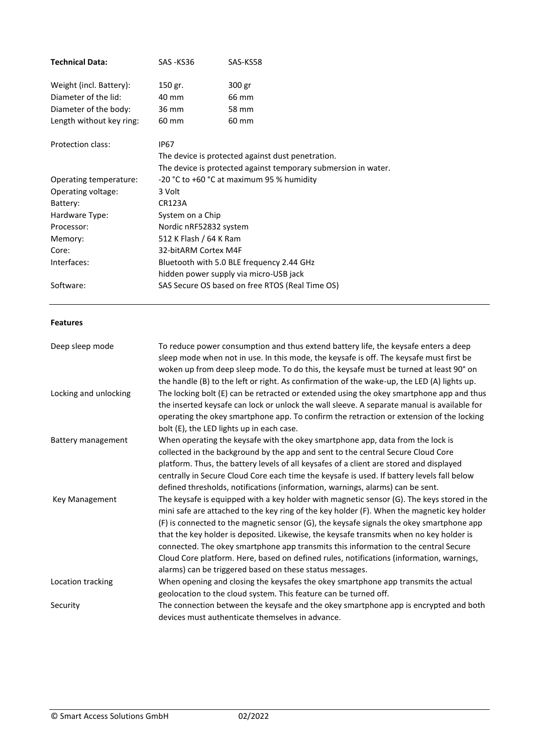| **Technical Data:** | SAS -KS36 | SAS-KS58 |
|---|---|---|
| Weight (incl. Battery): | 150 gr. | 300 gr |
| Diameter of the lid: | 40 mm | 66 mm |
| Diameter of the body: | 36 mm | 58 mm |
| Length without key ring: | 60 mm | 60 mm |

| | |
|---|---|
| Protection class: | IP67<br>The device is protected against dust penetration.<br>The device is protected against temporary submersion in water. |
| Operating temperature: | -20 °C to +60 °C at maximum 95 % humidity |
| Operating voltage: | 3 Volt |
| Battery: | CR123A |
| Hardware Type: | System on a Chip |
| Processor: | Nordic nRF52832 system |
| Memory: | 512 K Flash / 64 K Ram |
| Core: | 32-bitARM Cortex M4F |
| Interfaces: | Bluetooth with 5.0 BLE frequency 2.44 GHz<br>hidden power supply via micro-USB jack |
| Software: | SAS Secure OS based on free RTOS (Real Time OS) |

**Features**

| | |
|---|---|
| Deep sleep mode | To reduce power consumption and thus extend battery life, the keysafe enters a deep sleep mode when not in use. In this mode, the keysafe is off. The keysafe must first be woken up from deep sleep mode. To do this, the keysafe must be turned at least 90° on the handle (B) to the left or right. As confirmation of the wake-up, the LED (A) lights up. |
| Locking and unlocking | The locking bolt (E) can be retracted or extended using the okey smartphone app and thus the inserted keysafe can lock or unlock the wall sleeve. A separate manual is available for operating the okey smartphone app. To confirm the retraction or extension of the locking bolt (E), the LED lights up in each case. |
| Battery management | When operating the keysafe with the okey smartphone app, data from the lock is collected in the background by the app and sent to the central Secure Cloud Core platform. Thus, the battery levels of all keysafes of a client are stored and displayed centrally in Secure Cloud Core each time the keysafe is used. If battery levels fall below defined thresholds, notifications (information, warnings, alarms) can be sent. |
| Key Management | The keysafe is equipped with a key holder with magnetic sensor (G). The keys stored in the mini safe are attached to the key ring of the key holder (F). When the magnetic key holder (F) is connected to the magnetic sensor (G), the keysafe signals the okey smartphone app that the key holder is deposited. Likewise, the keysafe transmits when no key holder is connected. The okey smartphone app transmits this information to the central Secure Cloud Core platform. Here, based on defined rules, notifications (information, warnings, alarms) can be triggered based on these status messages. |
| Location tracking | When opening and closing the keysafes the okey smartphone app transmits the actual geolocation to the cloud system. This feature can be turned off. |
| Security | The connection between the keysafe and the okey smartphone app is encrypted and both devices must authenticate themselves in advance. |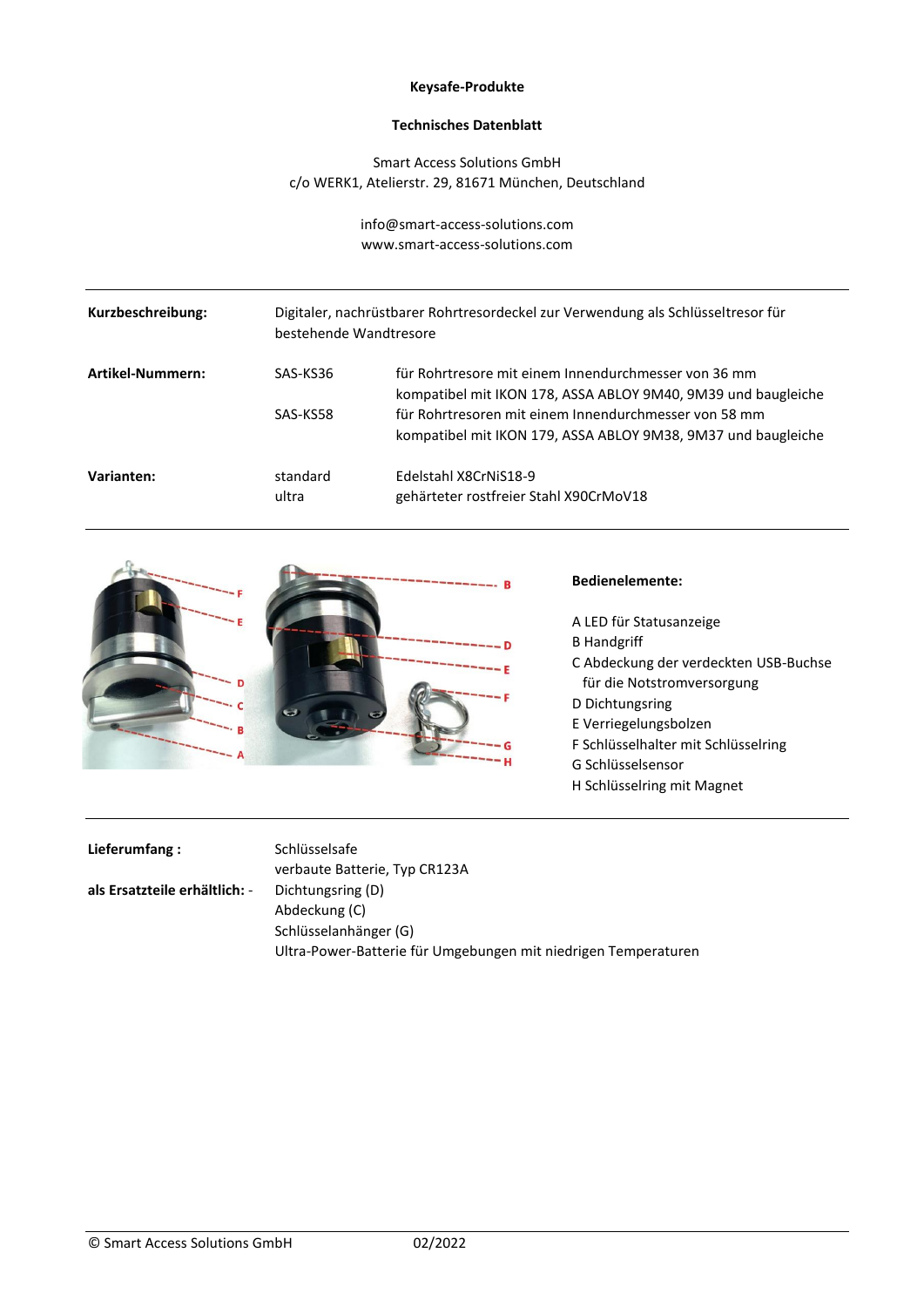**Keysafe-Produkte**

**Technisches Datenblatt**

Smart Access Solutions GmbH
c/o WERK1, Atelierstr. 29, 81671 München, Deutschland

info@smart-access-solutions.com
www.smart-access-solutions.com

| | | |
|---|---|---|
| **Kurzbeschreibung:** | Digitaler, nachrüstbarer Rohrtresordeckel zur Verwendung als Schlüsseltresor für bestehende Wandtresore | |
| **Artikel-Nummern:** | SAS-KS36 | für Rohrtresore mit einem Innendurchmesser von 36 mm kompatibel mit IKON 178, ASSA ABLOY 9M40, 9M39 und baugleiche |
| | SAS-KS58 | für Rohrtresoren mit einem Innendurchmesser von 58 mm kompatibel mit IKON 179, ASSA ABLOY 9M38, 9M37 und baugleiche |
| **Varianten:** | standard | Edelstahl X8CrNiS18-9 |
| | ultra | gehärteter rostfreier Stahl X90CrMoV18 |

**Bedienelemente:**

A LED für Statusanzeige
B Handgriff
C Abdeckung der verdeckten USB-Buchse für die Notstromversorgung
D Dichtungsring
E Verriegelungsbolzen
F Schlüsselhalter mit Schlüsselring
G Schlüsselsensor
H Schlüsselring mit Magnet

| | |
|---|---|
| **Lieferumfang :** | Schlüsselsafe<br>verbaute Batterie, Typ CR123A |
| **als Ersatzteile erhältlich:** - | Dichtungsring (D)<br>Abdeckung (C)<br>Schlüsselanhänger (G)<br>Ultra-Power-Batterie für Umgebungen mit niedrigen Temperaturen |

© Smart Access Solutions GmbH 02/2022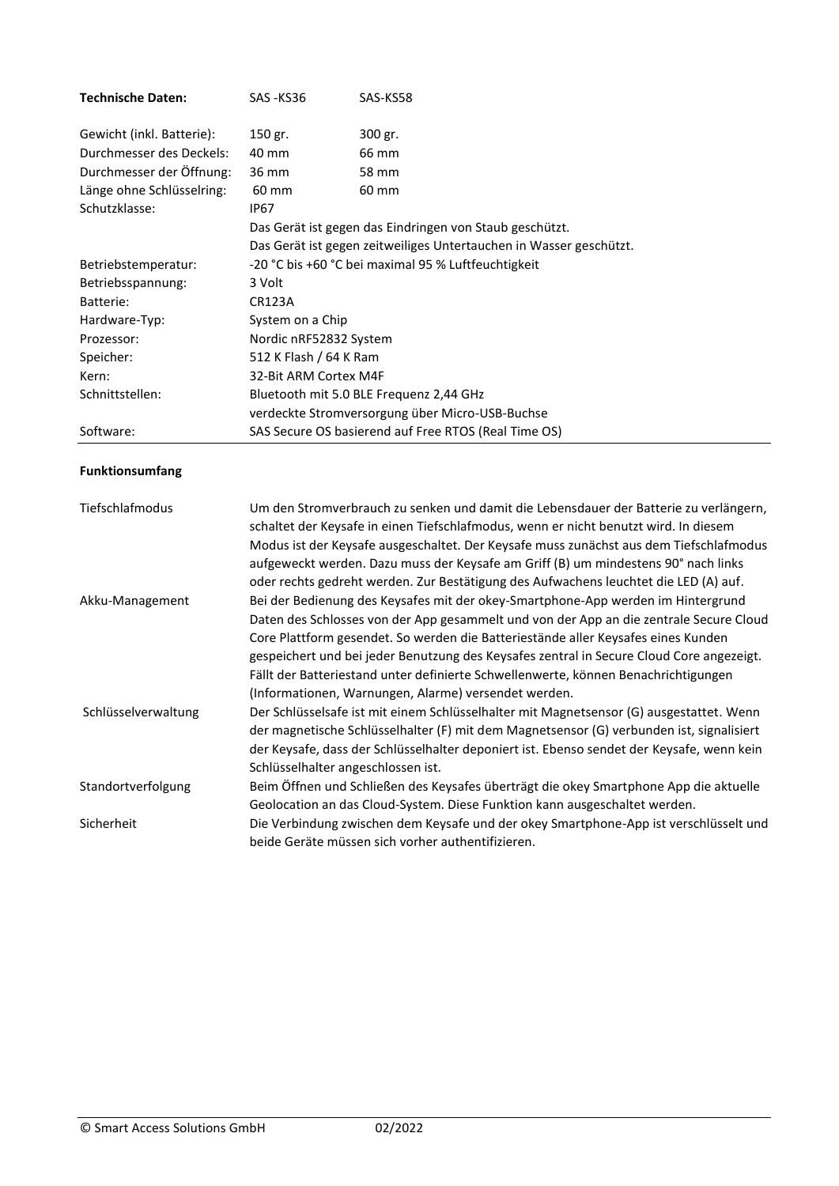| **Technische Daten:** | SAS -KS36 | SAS-KS58 |
|---|---|---|
| Gewicht (inkl. Batterie): | 150 gr. | 300 gr. |
| Durchmesser des Deckels: | 40 mm | 66 mm |
| Durchmesser der Öffnung: | 36 mm | 58 mm |
| Länge ohne Schlüsselring: | 60 mm | 60 mm |
| Schutzklasse: | IP67 | |
| | Das Gerät ist gegen das Eindringen von Staub geschützt. | |
| | Das Gerät ist gegen zeitweiliges Untertauchen in Wasser geschützt. | |
| Betriebstemperatur: | -20 °C bis +60 °C bei maximal 95 % Luftfeuchtigkeit | |
| Betriebsspannung: | 3 Volt | |
| Batterie: | CR123A | |
| Hardware-Typ: | System on a Chip | |
| Prozessor: | Nordic nRF52832 System | |
| Speicher: | 512 K Flash / 64 K Ram | |
| Kern: | 32-Bit ARM Cortex M4F | |
| Schnittstellen: | Bluetooth mit 5.0 BLE Frequenz 2,44 GHz | |
| | verdeckte Stromversorgung über Micro-USB-Buchse | |
| Software: | SAS Secure OS basierend auf Free RTOS (Real Time OS) | |

**Funktionsumfang**

| | |
|---|---|
| Tiefschlafmodus | Um den Stromverbrauch zu senken und damit die Lebensdauer der Batterie zu verlängern, schaltet der Keysafe in einen Tiefschlafmodus, wenn er nicht benutzt wird. In diesem Modus ist der Keysafe ausgeschaltet. Der Keysafe muss zunächst aus dem Tiefschlafmodus aufgeweckt werden. Dazu muss der Keysafe am Griff (B) um mindestens 90° nach links oder rechts gedreht werden. Zur Bestätigung des Aufwachens leuchtet die LED (A) auf. |
| Akku-Management | Bei der Bedienung des Keysafes mit der okey-Smartphone-App werden im Hintergrund Daten des Schlosses von der App gesammelt und von der App an die zentrale Secure Cloud Core Plattform gesendet. So werden die Batteriestände aller Keysafes eines Kunden gespeichert und bei jeder Benutzung des Keysafes zentral in Secure Cloud Core angezeigt. Fällt der Batteriestand unter definierte Schwellenwerte, können Benachrichtigungen (Informationen, Warnungen, Alarme) versendet werden. |
| Schlüsselverwaltung | Der Schlüsselsafe ist mit einem Schlüsselhalter mit Magnetsensor (G) ausgestattet. Wenn der magnetische Schlüsselhalter (F) mit dem Magnetsensor (G) verbunden ist, signalisiert der Keysafe, dass der Schlüsselhalter deponiert ist. Ebenso sendet der Keysafe, wenn kein Schlüsselhalter angeschlossen ist. |
| Standortverfolgung | Beim Öffnen und Schließen des Keysafes überträgt die okey Smartphone App die aktuelle Geolocation an das Cloud-System. Diese Funktion kann ausgeschaltet werden. |
| Sicherheit | Die Verbindung zwischen dem Keysafe und der okey Smartphone-App ist verschlüsselt und beide Geräte müssen sich vorher authentifizieren. |

© Smart Access Solutions GmbH 02/2022